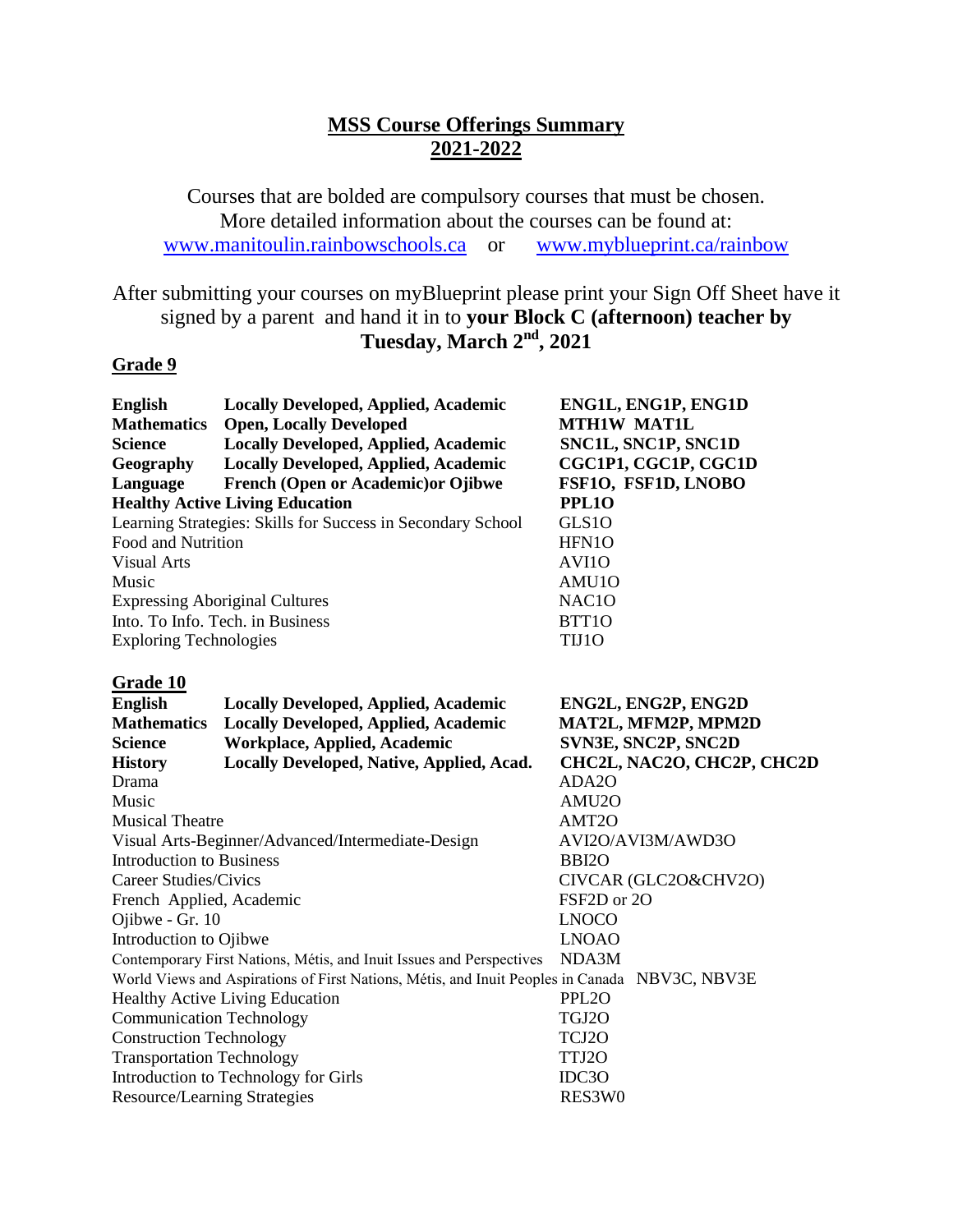# MSS Course Offerings Summary
# 2021-2022

Courses that are bolded are compulsory courses that must be chosen.
More detailed information about the courses can be found at:
www.manitoulin.rainbowschools.ca or www.myblueprint.ca/rainbow

After submitting your courses on myBlueprint please print your Sign Off Sheet have it signed by a parent and hand it in to **your Block C (afternoon) teacher by Tuesday, March 2nd, 2021**

## Grade 9

| | | |
|---|---|---|
| **English** | **Locally Developed, Applied, Academic** | **ENG1L, ENG1P, ENG1D** |
| **Mathematics** | **Open, Locally Developed** | **MTH1W MAT1L** |
| **Science** | **Locally Developed, Applied, Academic** | **SNC1L, SNC1P, SNC1D** |
| **Geography** | **Locally Developed, Applied, Academic** | **CGC1P1, CGC1P, CGC1D** |
| **Language** | **French (Open or Academic)or Ojibwe** | **FSF1O, FSF1D, LNOBO** |
| **Healthy Active Living Education** | | **PPL1O** |
| Learning Strategies: Skills for Success in Secondary School | | GLS1O |
| Food and Nutrition | | HFN1O |
| Visual Arts | | AVI1O |
| Music | | AMU1O |
| Expressing Aboriginal Cultures | | NAC1O |
| Into. To Info. Tech. in Business | | BTT1O |
| Exploring Technologies | | TIJ1O |

## Grade 10

| | | |
|---|---|---|
| **English** | **Locally Developed, Applied, Academic** | **ENG2L, ENG2P, ENG2D** |
| **Mathematics** | **Locally Developed, Applied, Academic** | **MAT2L, MFM2P, MPM2D** |
| **Science** | **Workplace, Applied, Academic** | **SVN3E, SNC2P, SNC2D** |
| **History** | **Locally Developed, Native, Applied, Acad.** | **CHC2L, NAC2O, CHC2P, CHC2D** |
| Drama | | ADA2O |
| Music | | AMU2O |
| Musical Theatre | | AMT2O |
| Visual Arts-Beginner/Advanced/Intermediate-Design | | AVI2O/AVI3M/AWD3O |
| Introduction to Business | | BBI2O |
| Career Studies/Civics | | CIVCAR (GLC2O&CHV2O) |
| French Applied, Academic | | FSF2D or 2O |
| Ojibwe - Gr. 10 | | LNOCO |
| Introduction to Ojibwe | | LNOAO |
| Contemporary First Nations, Métis, and Inuit Issues and Perspectives | | NDA3M |
| World Views and Aspirations of First Nations, Métis, and Inuit Peoples in Canada | | NBV3C, NBV3E |
| Healthy Active Living Education | | PPL2O |
| Communication Technology | | TGJ2O |
| Construction Technology | | TCJ2O |
| Transportation Technology | | TTJ2O |
| Introduction to Technology for Girls | | IDC3O |
| Resource/Learning Strategies | | RES3W0 |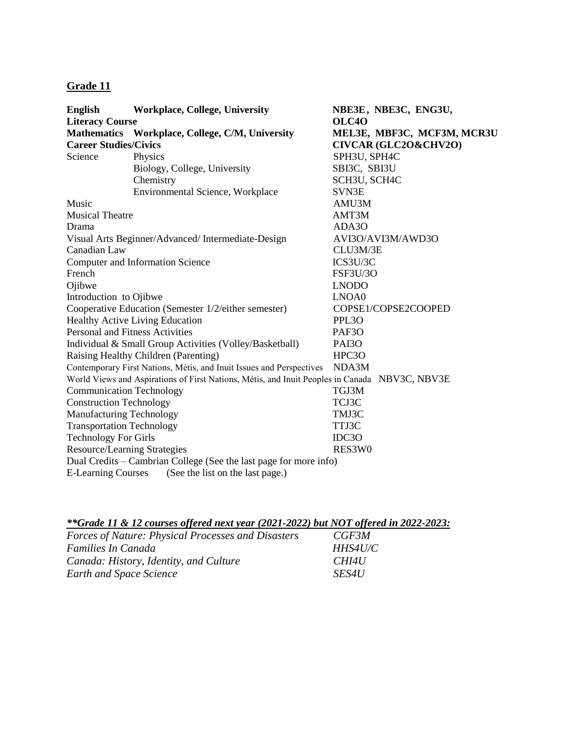## Grade 11

| | | |
|---|---|---|
| **English** | **Workplace, College, University** | **NBE3E, NBE3C, ENG3U,** |
| **Literacy Course** | | **OLC4O** |
| **Mathematics** | **Workplace, College, C/M, University** | **MEL3E, MBF3C, MCF3M, MCR3U** |
| **Career Studies/Civics** | | **CIVCAR (GLC2O&CHV2O)** |
| Science | Physics | SPH3U, SPH4C |
| | Biology, College, University | SBI3C, SBI3U |
| | Chemistry | SCH3U, SCH4C |
| | Environmental Science, Workplace | SVN3E |
| Music | | AMU3M |
| Musical Theatre | | AMT3M |
| Drama | | ADA3O |
| Visual Arts Beginner/Advanced/ Intermediate-Design | | AVI3O/AVI3M/AWD3O |
| Canadian Law | | CLU3M/3E |
| Computer and Information Science | | ICS3U/3C |
| French | | FSF3U/3O |
| Ojibwe | | LNODO |
| Introduction to Ojibwe | | LNOA0 |
| Cooperative Education (Semester 1/2/either semester) | | COPSE1/COPSE2COOPED |
| Healthy Active Living Education | | PPL3O |
| Personal and Fitness Activities | | PAF3O |
| Individual & Small Group Activities (Volley/Basketball) | | PAI3O |
| Raising Healthy Children (Parenting) | | HPC3O |
| Contemporary First Nations, Métis, and Inuit Issues and Perspectives | | NDA3M |
| World Views and Aspirations of First Nations, Métis, and Inuit Peoples in Canada | | NBV3C, NBV3E |
| Communication Technology | | TGJ3M |
| Construction Technology | | TCJ3C |
| Manufacturing Technology | | TMJ3C |
| Transportation Technology | | TTJ3C |
| Technology For Girls | | IDC3O |
| Resource/Learning Strategies | | RES3W0 |

Dual Credits – Cambrian College (See the last page for more info)

E-Learning Courses (See the list on the last page.)

***\*\*Grade 11 & 12 courses offered next year (2021-2022) but NOT offered in 2022-2023:***

| | |
|---|---|
| *Forces of Nature: Physical Processes and Disasters* | *CGF3M* |
| *Families In Canada* | *HHS4U/C* |
| *Canada: History, Identity, and Culture* | *CHI4U* |
| *Earth and Space Science* | *SES4U* |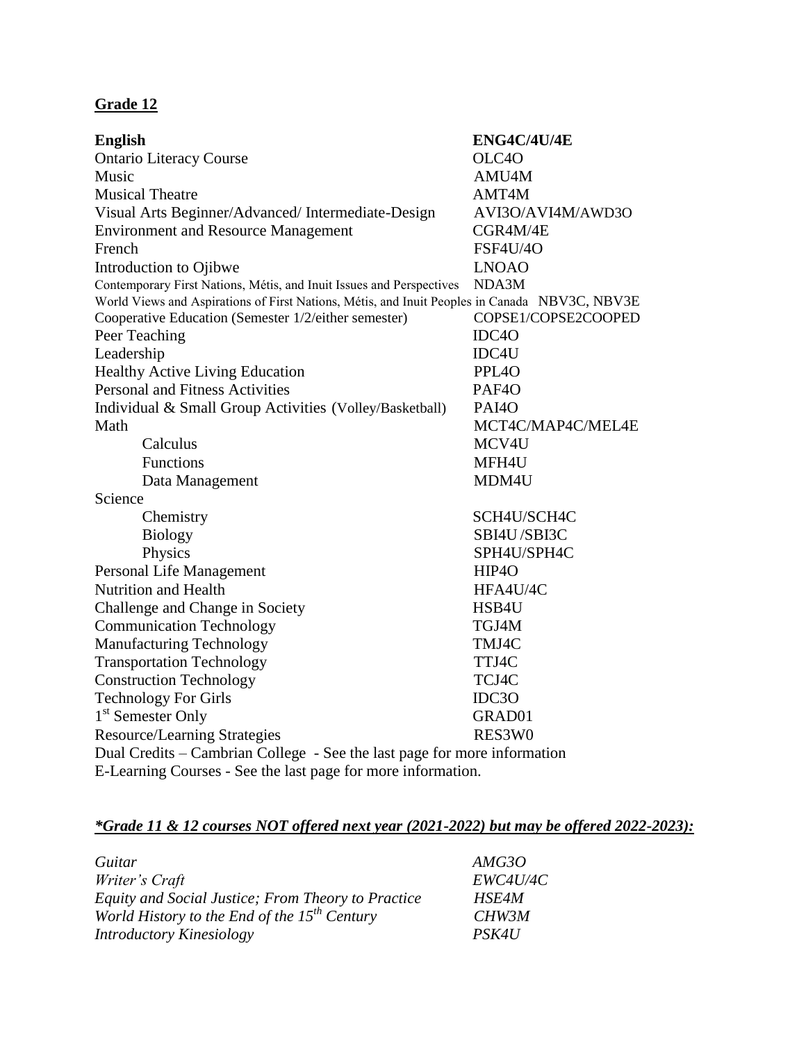## Grade 12

| | |
|---|---|
| **English** | **ENG4C/4U/4E** |
| Ontario Literacy Course | OLC4O |
| Music | AMU4M |
| Musical Theatre | AMT4M |
| Visual Arts Beginner/Advanced/ Intermediate-Design | AVI3O/AVI4M/AWD3O |
| Environment and Resource Management | CGR4M/4E |
| French | FSF4U/4O |
| Introduction to Ojibwe | LNOAO |
| Contemporary First Nations, Métis, and Inuit Issues and Perspectives | NDA3M |
| World Views and Aspirations of First Nations, Métis, and Inuit Peoples in Canada | NBV3C, NBV3E |
| Cooperative Education (Semester 1/2/either semester) | COPSE1/COPSE2COOPED |
| Peer Teaching | IDC4O |
| Leadership | IDC4U |
| Healthy Active Living Education | PPL4O |
| Personal and Fitness Activities | PAF4O |
| Individual & Small Group Activities (Volley/Basketball) | PAI4O |
| Math | MCT4C/MAP4C/MEL4E |
| Calculus | MCV4U |
| Functions | MFH4U |
| Data Management | MDM4U |
| Science | |
| Chemistry | SCH4U/SCH4C |
| Biology | SBI4U /SBI3C |
| Physics | SPH4U/SPH4C |
| Personal Life Management | HIP4O |
| Nutrition and Health | HFA4U/4C |
| Challenge and Change in Society | HSB4U |
| Communication Technology | TGJ4M |
| Manufacturing Technology | TMJ4C |
| Transportation Technology | TTJ4C |
| Construction Technology | TCJ4C |
| Technology For Girls | IDC3O |
| 1st Semester Only | GRAD01 |
| Resource/Learning Strategies | RES3W0 |

Dual Credits – Cambrian College - See the last page for more information

E-Learning Courses - See the last page for more information.

***\*Grade 11 & 12 courses NOT offered next year (2021-2022) but may be offered 2022-2023):***

| | |
|---|---|
| *Guitar* | *AMG3O* |
| *Writer's Craft* | *EWC4U/4C* |
| *Equity and Social Justice; From Theory to Practice* | *HSE4M* |
| *World History to the End of the 15th Century* | *CHW3M* |
| *Introductory Kinesiology* | *PSK4U* |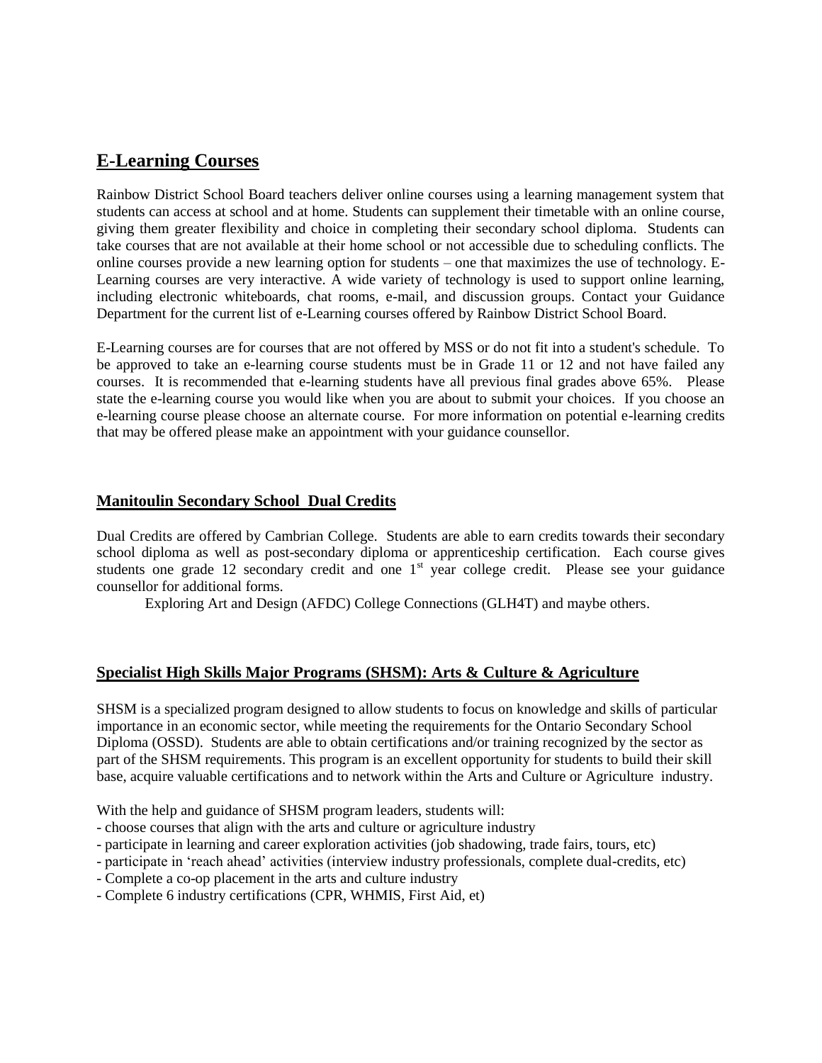## E-Learning Courses

Rainbow District School Board teachers deliver online courses using a learning management system that students can access at school and at home. Students can supplement their timetable with an online course, giving them greater flexibility and choice in completing their secondary school diploma. Students can take courses that are not available at their home school or not accessible due to scheduling conflicts. The online courses provide a new learning option for students – one that maximizes the use of technology. E-Learning courses are very interactive. A wide variety of technology is used to support online learning, including electronic whiteboards, chat rooms, e-mail, and discussion groups. Contact your Guidance Department for the current list of e-Learning courses offered by Rainbow District School Board.

E-Learning courses are for courses that are not offered by MSS or do not fit into a student's schedule. To be approved to take an e-learning course students must be in Grade 11 or 12 and not have failed any courses. It is recommended that e-learning students have all previous final grades above 65%. Please state the e-learning course you would like when you are about to submit your choices. If you choose an e-learning course please choose an alternate course. For more information on potential e-learning credits that may be offered please make an appointment with your guidance counsellor.

### Manitoulin Secondary School Dual Credits

Dual Credits are offered by Cambrian College. Students are able to earn credits towards their secondary school diploma as well as post-secondary diploma or apprenticeship certification. Each course gives students one grade 12 secondary credit and one 1st year college credit. Please see your guidance counsellor for additional forms.

Exploring Art and Design (AFDC) College Connections (GLH4T) and maybe others.

### Specialist High Skills Major Programs (SHSM): Arts & Culture & Agriculture

SHSM is a specialized program designed to allow students to focus on knowledge and skills of particular importance in an economic sector, while meeting the requirements for the Ontario Secondary School Diploma (OSSD). Students are able to obtain certifications and/or training recognized by the sector as part of the SHSM requirements. This program is an excellent opportunity for students to build their skill base, acquire valuable certifications and to network within the Arts and Culture or Agriculture industry.

With the help and guidance of SHSM program leaders, students will:

- choose courses that align with the arts and culture or agriculture industry
- participate in learning and career exploration activities (job shadowing, trade fairs, tours, etc)
- participate in 'reach ahead' activities (interview industry professionals, complete dual-credits, etc)
- Complete a co-op placement in the arts and culture industry
- Complete 6 industry certifications (CPR, WHMIS, First Aid, et)